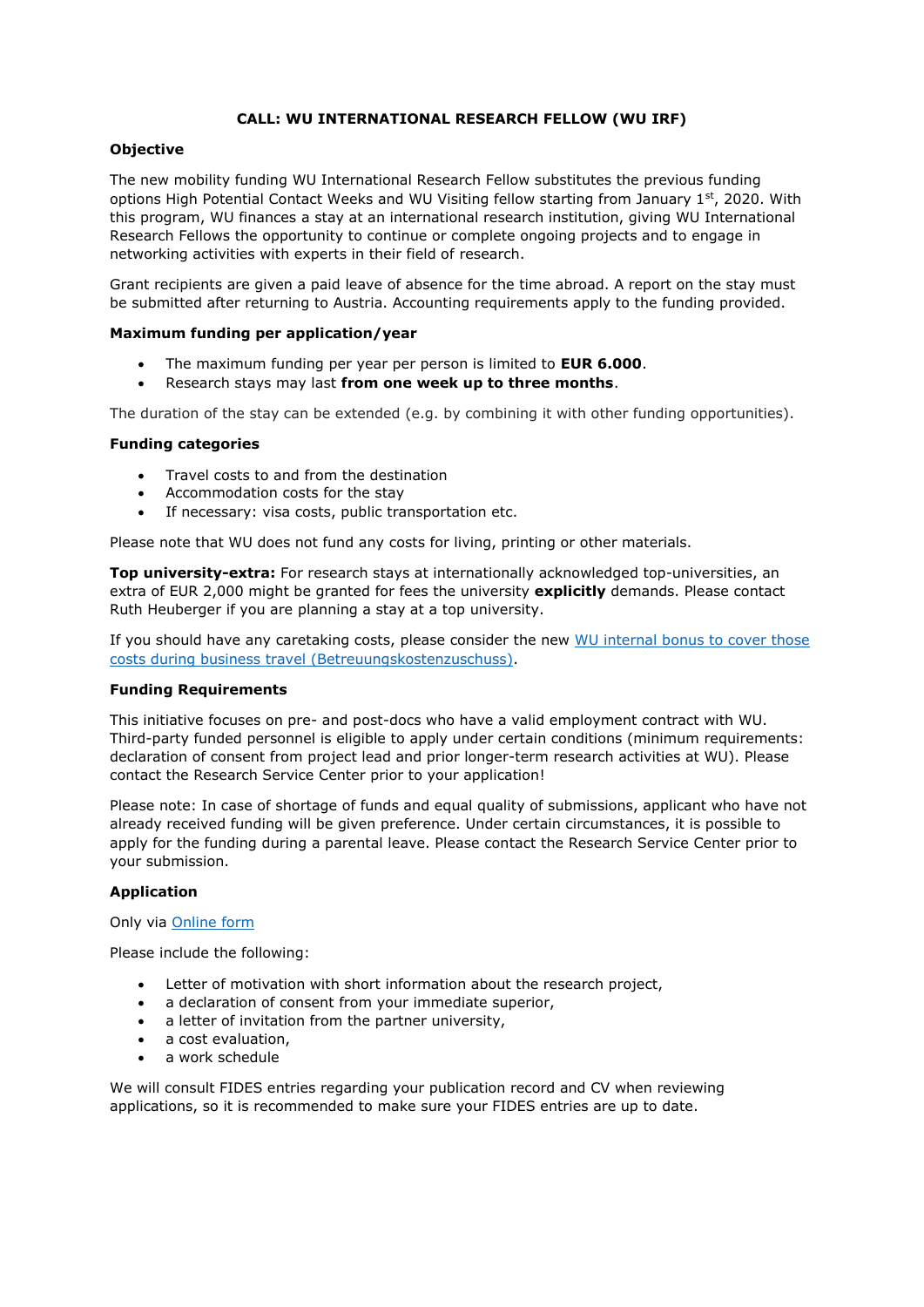# CALL: WU INTERNATIONAL RESEARCH FELLOW (WU IRF)

## Objective

The new mobility funding WU International Research Fellow substitutes the previous funding options High Potential Contact Weeks and WU Visiting fellow starting from January 1st, 2020. With this program, WU finances a stay at an international research institution, giving WU International Research Fellows the opportunity to continue or complete ongoing projects and to engage in networking activities with experts in their field of research.

Grant recipients are given a paid leave of absence for the time abroad. A report on the stay must be submitted after returning to Austria. Accounting requirements apply to the funding provided.

## Maximum funding per application/year

- The maximum funding per year per person is limited to **EUR 6.000**.
- Research stays may last **from one week up to three months**.

The duration of the stay can be extended (e.g. by combining it with other funding opportunities).

## Funding categories

- Travel costs to and from the destination
- Accommodation costs for the stay
- If necessary: visa costs, public transportation etc.

Please note that WU does not fund any costs for living, printing or other materials.

**Top university-extra:** For research stays at internationally acknowledged top-universities, an extra of EUR 2,000 might be granted for fees the university **explicitly** demands. Please contact Ruth Heuberger if you are planning a stay at a top university.

If you should have any caretaking costs, please consider the new [WU internal bonus to cover those costs during business travel (Betreuungskostenzuschuss)](#).

## Funding Requirements

This initiative focuses on pre- and post-docs who have a valid employment contract with WU. Third-party funded personnel is eligible to apply under certain conditions (minimum requirements: declaration of consent from project lead and prior longer-term research activities at WU). Please contact the Research Service Center prior to your application!

Please note: In case of shortage of funds and equal quality of submissions, applicant who have not already received funding will be given preference. Under certain circumstances, it is possible to apply for the funding during a parental leave. Please contact the Research Service Center prior to your submission.

## Application

Only via [Online form](#)

Please include the following:

- Letter of motivation with short information about the research project,
- a declaration of consent from your immediate superior,
- a letter of invitation from the partner university,
- a cost evaluation,
- a work schedule

We will consult FIDES entries regarding your publication record and CV when reviewing applications, so it is recommended to make sure your FIDES entries are up to date.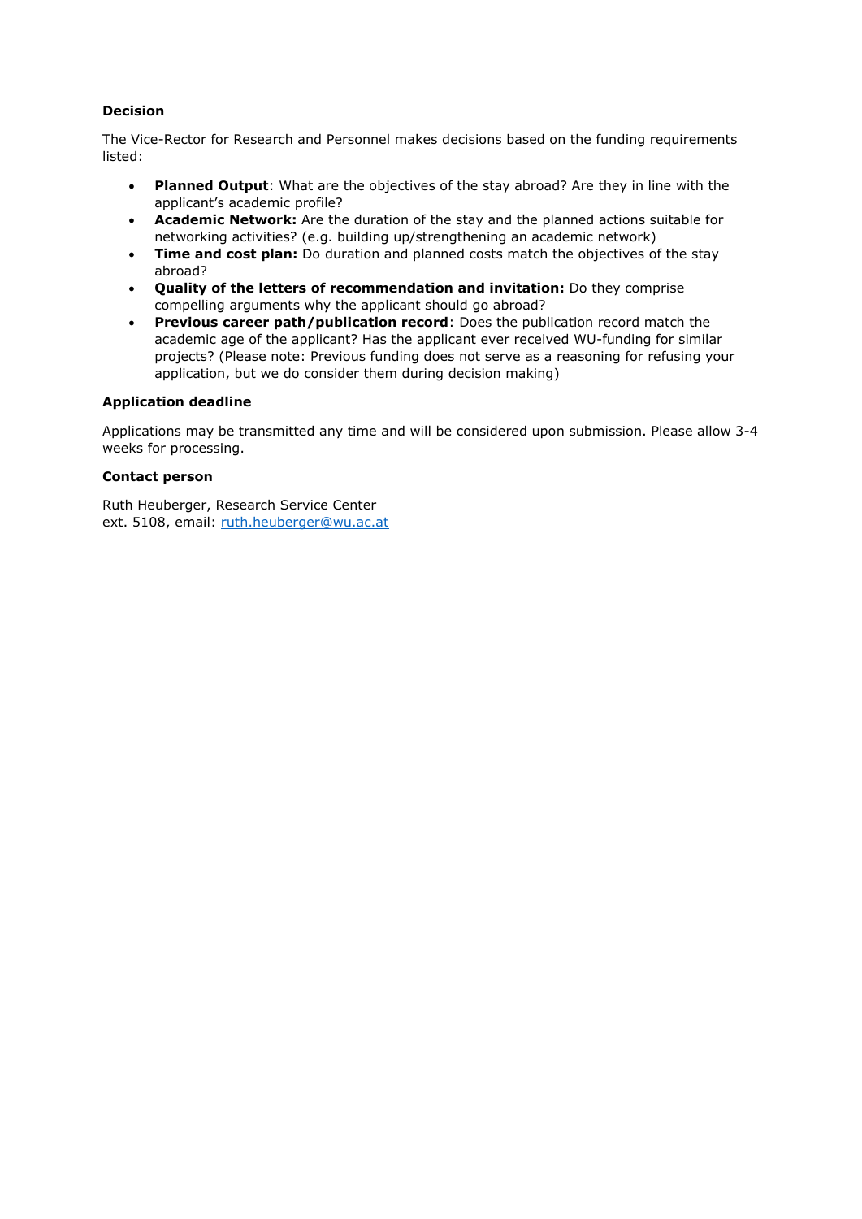**Decision**

The Vice-Rector for Research and Personnel makes decisions based on the funding requirements listed:

- **Planned Output**: What are the objectives of the stay abroad? Are they in line with the applicant's academic profile?
- **Academic Network:** Are the duration of the stay and the planned actions suitable for networking activities? (e.g. building up/strengthening an academic network)
- **Time and cost plan:** Do duration and planned costs match the objectives of the stay abroad?
- **Quality of the letters of recommendation and invitation:** Do they comprise compelling arguments why the applicant should go abroad?
- **Previous career path/publication record**: Does the publication record match the academic age of the applicant? Has the applicant ever received WU-funding for similar projects? (Please note: Previous funding does not serve as a reasoning for refusing your application, but we do consider them during decision making)

**Application deadline**

Applications may be transmitted any time and will be considered upon submission. Please allow 3-4 weeks for processing.

**Contact person**

Ruth Heuberger, Research Service Center
ext. 5108, email: ruth.heuberger@wu.ac.at